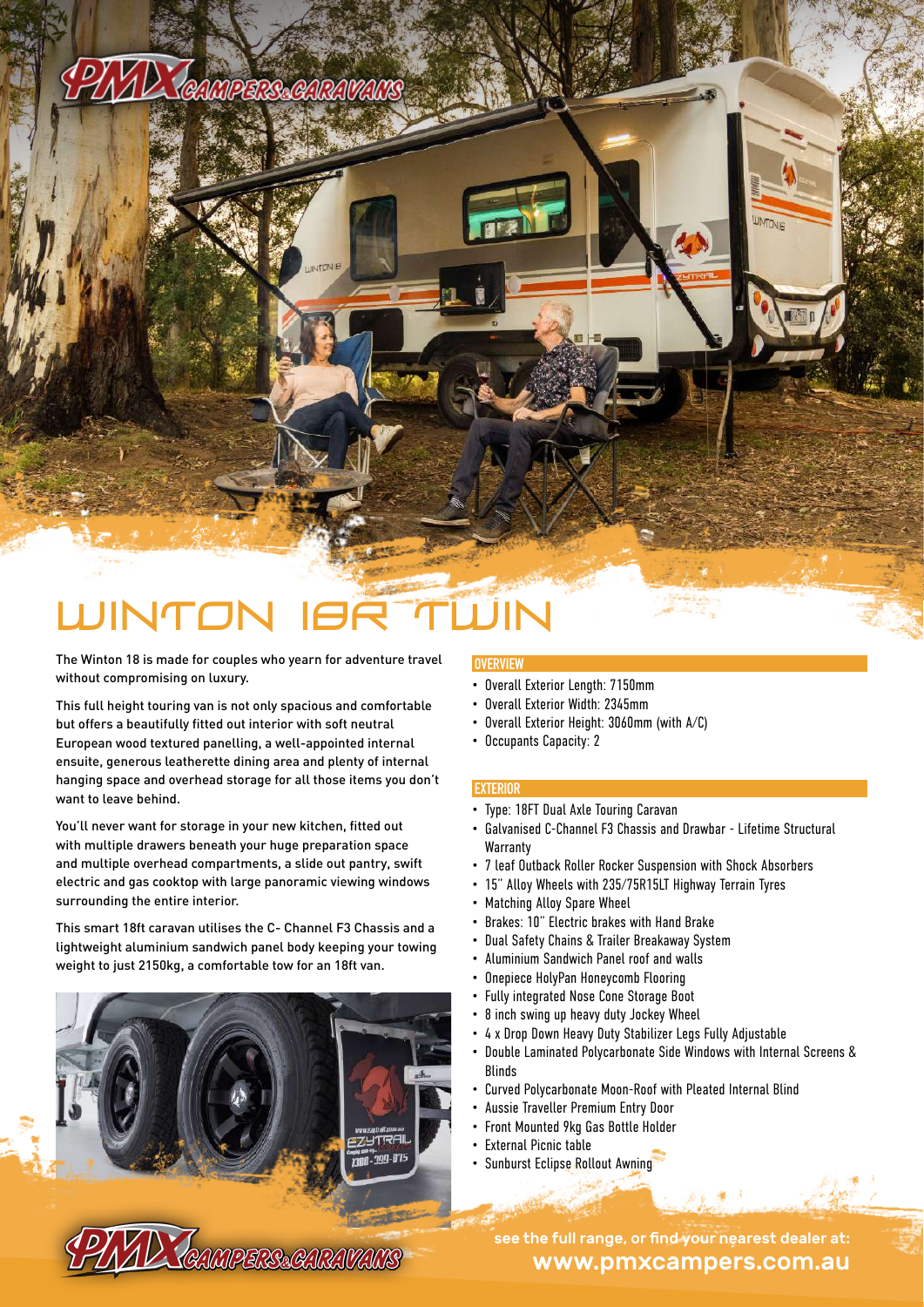# WINTON 18R TWIN

The Winton 18 is made for couples who yearn for adventure travel without compromising on luxury.

This full height touring van is not only spacious and comfortable but offers a beautifully fitted out interior with soft neutral European wood textured panelling, a well-appointed internal ensuite, generous leatherette dining area and plenty of internal hanging space and overhead storage for all those items you don't want to leave behind.

You'll never want for storage in your new kitchen, fitted out with multiple drawers beneath your huge preparation space and multiple overhead compartments, a slide out pantry, swift electric and gas cooktop with large panoramic viewing windows surrounding the entire interior.

This smart 18ft caravan utilises the C- Channel F3 Chassis and a lightweight aluminium sandwich panel body keeping your towing weight to just 2150kg, a comfortable tow for an 18ft van.

## OVERVIEW

- Overall Exterior Length: 7150mm
- Overall Exterior Width: 2345mm
- Overall Exterior Height: 3060mm (with A/C)
- Occupants Capacity: 2

## EXTERIOR

- Type: 18FT Dual Axle Touring Caravan
- Galvanised C-Channel F3 Chassis and Drawbar - Lifetime Structural Warranty
- 7 leaf Outback Roller Rocker Suspension with Shock Absorbers
- 15" Alloy Wheels with 235/75R15LT Highway Terrain Tyres
- Matching Alloy Spare Wheel
- Brakes: 10" Electric brakes with Hand Brake
- Dual Safety Chains & Trailer Breakaway System
- Aluminium Sandwich Panel roof and walls
- Onepiece HolyPan Honeycomb Flooring
- Fully integrated Nose Cone Storage Boot
- 8 inch swing up heavy duty Jockey Wheel
- 4 x Drop Down Heavy Duty Stabilizer Legs Fully Adjustable
- Double Laminated Polycarbonate Side Windows with Internal Screens & Blinds
- Curved Polycarbonate Moon-Roof with Pleated Internal Blind
- Aussie Traveller Premium Entry Door
- Front Mounted 9kg Gas Bottle Holder
- External Picnic table
- Sunburst Eclipse Rollout Awning

see the full range, or find your nearest dealer at:
**www.pmxcampers.com.au**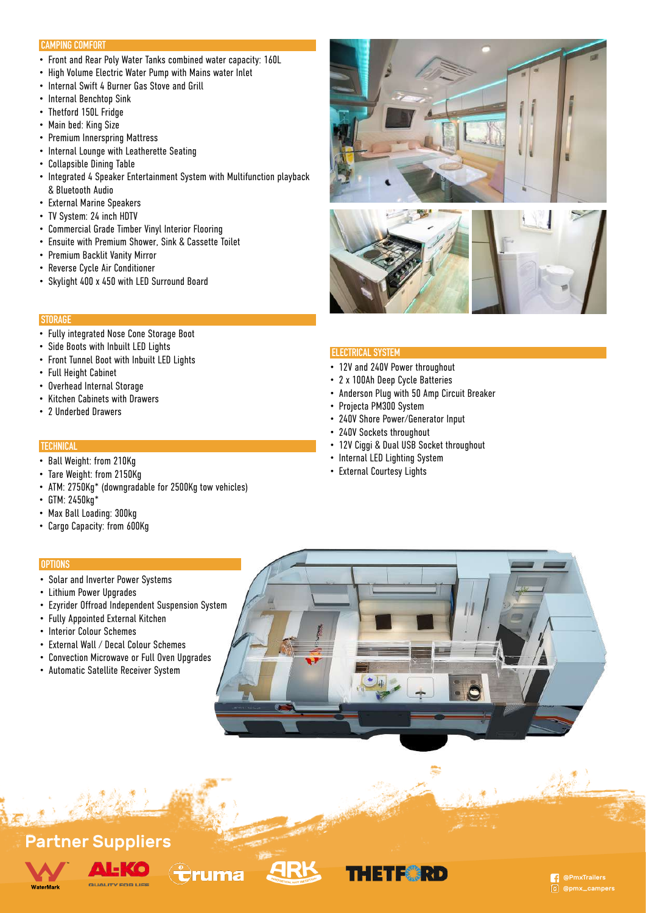## CAMPING COMFORT

- Front and Rear Poly Water Tanks combined water capacity: 160L
- High Volume Electric Water Pump with Mains water Inlet
- Internal Swift 4 Burner Gas Stove and Grill
- Internal Benchtop Sink
- Thetford 150L Fridge
- Main bed: King Size
- Premium Innerspring Mattress
- Internal Lounge with Leatherette Seating
- Collapsible Dining Table
- Integrated 4 Speaker Entertainment System with Multifunction playback & Bluetooth Audio
- External Marine Speakers
- TV System: 24 inch HDTV
- Commercial Grade Timber Vinyl Interior Flooring
- Ensuite with Premium Shower, Sink & Cassette Toilet
- Premium Backlit Vanity Mirror
- Reverse Cycle Air Conditioner
- Skylight 400 x 450 with LED Surround Board

## STORAGE

- Fully integrated Nose Cone Storage Boot
- Side Boots with Inbuilt LED Lights
- Front Tunnel Boot with Inbuilt LED Lights
- Full Height Cabinet
- Overhead Internal Storage
- Kitchen Cabinets with Drawers
- 2 Underbed Drawers

## TECHNICAL

- Ball Weight: from 210Kg
- Tare Weight: from 2150Kg
- ATM: 2750Kg* (downgradable for 2500Kg tow vehicles)
- GTM: 2450kg*
- Max Ball Loading: 300kg
- Cargo Capacity: from 600Kg

## OPTIONS

- Solar and Inverter Power Systems
- Lithium Power Upgrades
- Ezyrider Offroad Independent Suspension System
- Fully Appointed External Kitchen
- Interior Colour Schemes
- External Wall / Decal Colour Schemes
- Convection Microwave or Full Oven Upgrades
- Automatic Satellite Receiver System

## ELECTRICAL SYSTEM

- 12V and 240V Power throughout
- 2 x 100Ah Deep Cycle Batteries
- Anderson Plug with 50 Amp Circuit Breaker
- Projecta PM300 System
- 240V Shore Power/Generator Input
- 240V Sockets throughout
- 12V Ciggi & Dual USB Socket throughout
- Internal LED Lighting System
- External Courtesy Lights

## Partner Suppliers

WaterMark · AL-KO QUALITY FOR LIFE · truma · ARK · THETFORD

@PmxTrailers
@pmx_campers